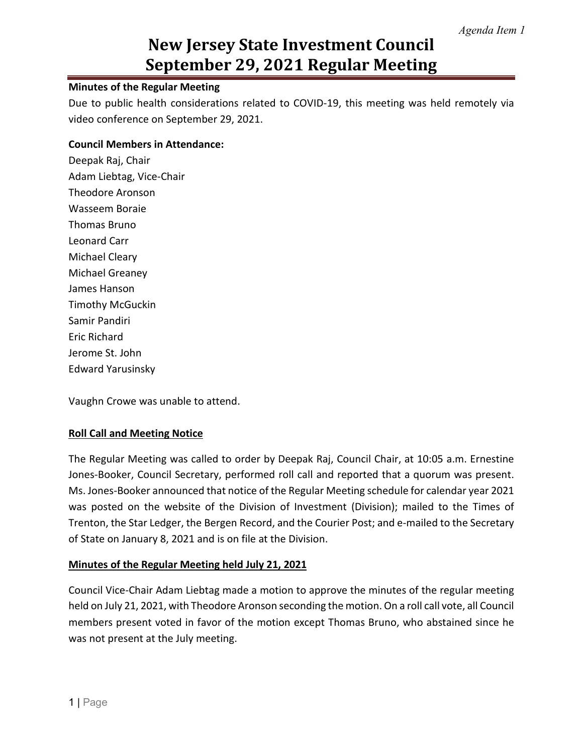*Agenda Item 1*

# New Jersey State Investment Council
# September 29, 2021 Regular Meeting

**Minutes of the Regular Meeting**

Due to public health considerations related to COVID-19, this meeting was held remotely via video conference on September 29, 2021.

**Council Members in Attendance:**

Deepak Raj, Chair
Adam Liebtag, Vice-Chair
Theodore Aronson
Wasseem Boraie
Thomas Bruno
Leonard Carr
Michael Cleary
Michael Greaney
James Hanson
Timothy McGuckin
Samir Pandiri
Eric Richard
Jerome St. John
Edward Yarusinsky

Vaughn Crowe was unable to attend.

## Roll Call and Meeting Notice

The Regular Meeting was called to order by Deepak Raj, Council Chair, at 10:05 a.m. Ernestine Jones-Booker, Council Secretary, performed roll call and reported that a quorum was present. Ms. Jones-Booker announced that notice of the Regular Meeting schedule for calendar year 2021 was posted on the website of the Division of Investment (Division); mailed to the Times of Trenton, the Star Ledger, the Bergen Record, and the Courier Post; and e-mailed to the Secretary of State on January 8, 2021 and is on file at the Division.

## Minutes of the Regular Meeting held July 21, 2021

Council Vice-Chair Adam Liebtag made a motion to approve the minutes of the regular meeting held on July 21, 2021, with Theodore Aronson seconding the motion. On a roll call vote, all Council members present voted in favor of the motion except Thomas Bruno, who abstained since he was not present at the July meeting.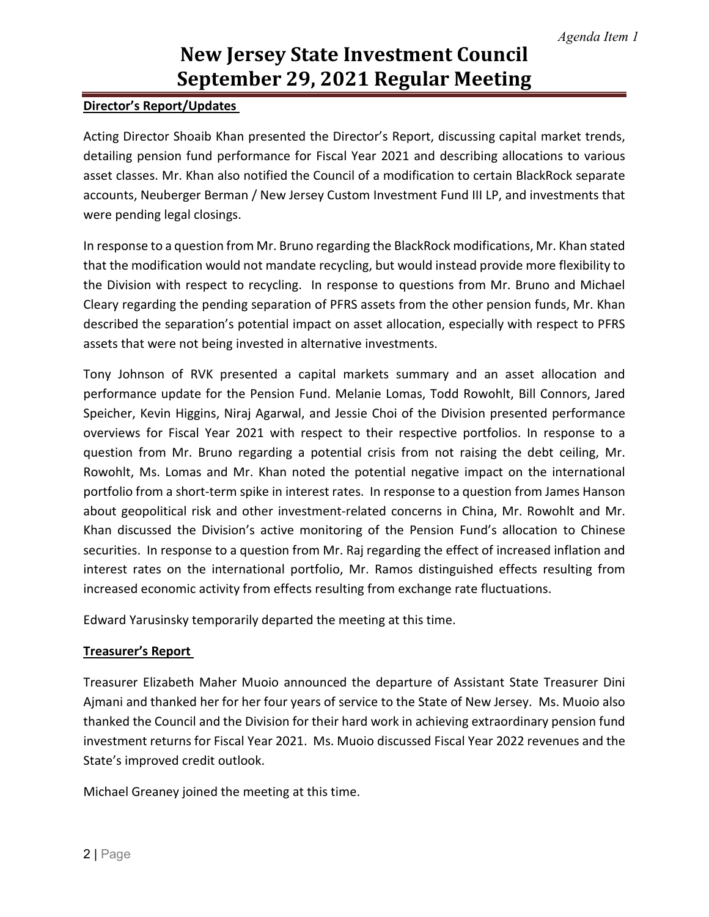## Director's Report/Updates

Acting Director Shoaib Khan presented the Director's Report, discussing capital market trends, detailing pension fund performance for Fiscal Year 2021 and describing allocations to various asset classes. Mr. Khan also notified the Council of a modification to certain BlackRock separate accounts, Neuberger Berman / New Jersey Custom Investment Fund III LP, and investments that were pending legal closings.

In response to a question from Mr. Bruno regarding the BlackRock modifications, Mr. Khan stated that the modification would not mandate recycling, but would instead provide more flexibility to the Division with respect to recycling. In response to questions from Mr. Bruno and Michael Cleary regarding the pending separation of PFRS assets from the other pension funds, Mr. Khan described the separation's potential impact on asset allocation, especially with respect to PFRS assets that were not being invested in alternative investments.

Tony Johnson of RVK presented a capital markets summary and an asset allocation and performance update for the Pension Fund. Melanie Lomas, Todd Rowohlt, Bill Connors, Jared Speicher, Kevin Higgins, Niraj Agarwal, and Jessie Choi of the Division presented performance overviews for Fiscal Year 2021 with respect to their respective portfolios. In response to a question from Mr. Bruno regarding a potential crisis from not raising the debt ceiling, Mr. Rowohlt, Ms. Lomas and Mr. Khan noted the potential negative impact on the international portfolio from a short-term spike in interest rates. In response to a question from James Hanson about geopolitical risk and other investment-related concerns in China, Mr. Rowohlt and Mr. Khan discussed the Division's active monitoring of the Pension Fund's allocation to Chinese securities. In response to a question from Mr. Raj regarding the effect of increased inflation and interest rates on the international portfolio, Mr. Ramos distinguished effects resulting from increased economic activity from effects resulting from exchange rate fluctuations.

Edward Yarusinsky temporarily departed the meeting at this time.

## Treasurer's Report

Treasurer Elizabeth Maher Muoio announced the departure of Assistant State Treasurer Dini Ajmani and thanked her for her four years of service to the State of New Jersey. Ms. Muoio also thanked the Council and the Division for their hard work in achieving extraordinary pension fund investment returns for Fiscal Year 2021. Ms. Muoio discussed Fiscal Year 2022 revenues and the State's improved credit outlook.

Michael Greaney joined the meeting at this time.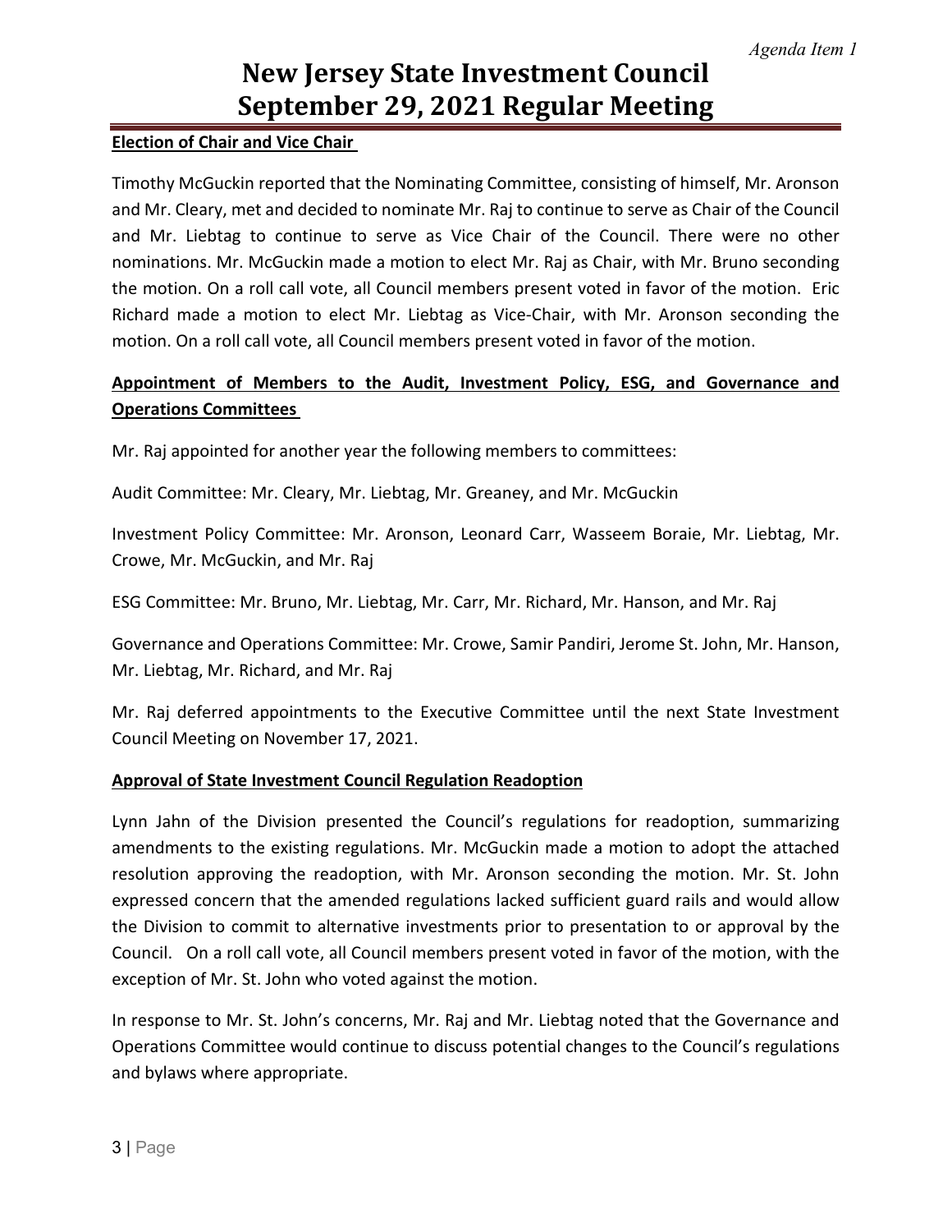**Election of Chair and Vice Chair**

Timothy McGuckin reported that the Nominating Committee, consisting of himself, Mr. Aronson and Mr. Cleary, met and decided to nominate Mr. Raj to continue to serve as Chair of the Council and Mr. Liebtag to continue to serve as Vice Chair of the Council. There were no other nominations. Mr. McGuckin made a motion to elect Mr. Raj as Chair, with Mr. Bruno seconding the motion. On a roll call vote, all Council members present voted in favor of the motion. Eric Richard made a motion to elect Mr. Liebtag as Vice-Chair, with Mr. Aronson seconding the motion. On a roll call vote, all Council members present voted in favor of the motion.

**Appointment of Members to the Audit, Investment Policy, ESG, and Governance and Operations Committees**

Mr. Raj appointed for another year the following members to committees:

Audit Committee: Mr. Cleary, Mr. Liebtag, Mr. Greaney, and Mr. McGuckin

Investment Policy Committee: Mr. Aronson, Leonard Carr, Wasseem Boraie, Mr. Liebtag, Mr. Crowe, Mr. McGuckin, and Mr. Raj

ESG Committee: Mr. Bruno, Mr. Liebtag, Mr. Carr, Mr. Richard, Mr. Hanson, and Mr. Raj

Governance and Operations Committee: Mr. Crowe, Samir Pandiri, Jerome St. John, Mr. Hanson, Mr. Liebtag, Mr. Richard, and Mr. Raj

Mr. Raj deferred appointments to the Executive Committee until the next State Investment Council Meeting on November 17, 2021.

**Approval of State Investment Council Regulation Readoption**

Lynn Jahn of the Division presented the Council's regulations for readoption, summarizing amendments to the existing regulations. Mr. McGuckin made a motion to adopt the attached resolution approving the readoption, with Mr. Aronson seconding the motion. Mr. St. John expressed concern that the amended regulations lacked sufficient guard rails and would allow the Division to commit to alternative investments prior to presentation to or approval by the Council. On a roll call vote, all Council members present voted in favor of the motion, with the exception of Mr. St. John who voted against the motion.

In response to Mr. St. John's concerns, Mr. Raj and Mr. Liebtag noted that the Governance and Operations Committee would continue to discuss potential changes to the Council's regulations and bylaws where appropriate.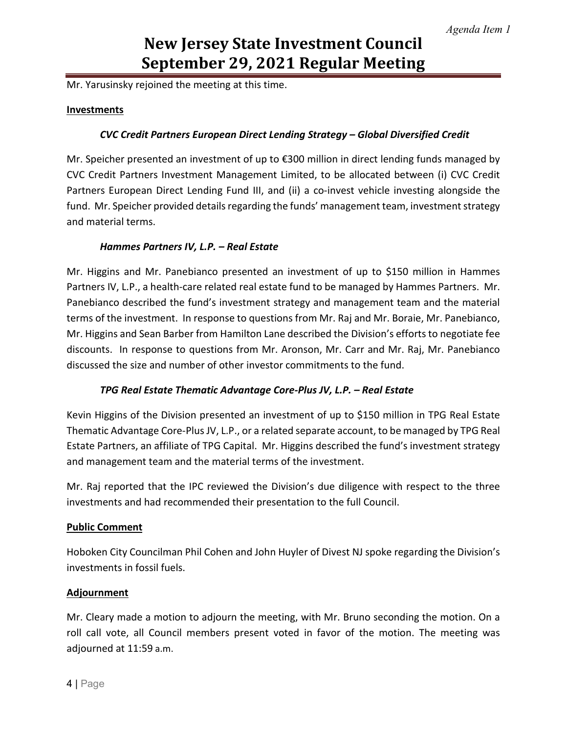Mr. Yarusinsky rejoined the meeting at this time.

**Investments**

***CVC Credit Partners European Direct Lending Strategy – Global Diversified Credit***

Mr. Speicher presented an investment of up to €300 million in direct lending funds managed by CVC Credit Partners Investment Management Limited, to be allocated between (i) CVC Credit Partners European Direct Lending Fund III, and (ii) a co-invest vehicle investing alongside the fund. Mr. Speicher provided details regarding the funds' management team, investment strategy and material terms.

***Hammes Partners IV, L.P. – Real Estate***

Mr. Higgins and Mr. Panebianco presented an investment of up to $150 million in Hammes Partners IV, L.P., a health-care related real estate fund to be managed by Hammes Partners. Mr. Panebianco described the fund's investment strategy and management team and the material terms of the investment. In response to questions from Mr. Raj and Mr. Boraie, Mr. Panebianco, Mr. Higgins and Sean Barber from Hamilton Lane described the Division's efforts to negotiate fee discounts. In response to questions from Mr. Aronson, Mr. Carr and Mr. Raj, Mr. Panebianco discussed the size and number of other investor commitments to the fund.

***TPG Real Estate Thematic Advantage Core-Plus JV, L.P. – Real Estate***

Kevin Higgins of the Division presented an investment of up to $150 million in TPG Real Estate Thematic Advantage Core-Plus JV, L.P., or a related separate account, to be managed by TPG Real Estate Partners, an affiliate of TPG Capital. Mr. Higgins described the fund's investment strategy and management team and the material terms of the investment.

Mr. Raj reported that the IPC reviewed the Division's due diligence with respect to the three investments and had recommended their presentation to the full Council.

**Public Comment**

Hoboken City Councilman Phil Cohen and John Huyler of Divest NJ spoke regarding the Division's investments in fossil fuels.

**Adjournment**

Mr. Cleary made a motion to adjourn the meeting, with Mr. Bruno seconding the motion. On a roll call vote, all Council members present voted in favor of the motion. The meeting was adjourned at 11:59 a.m.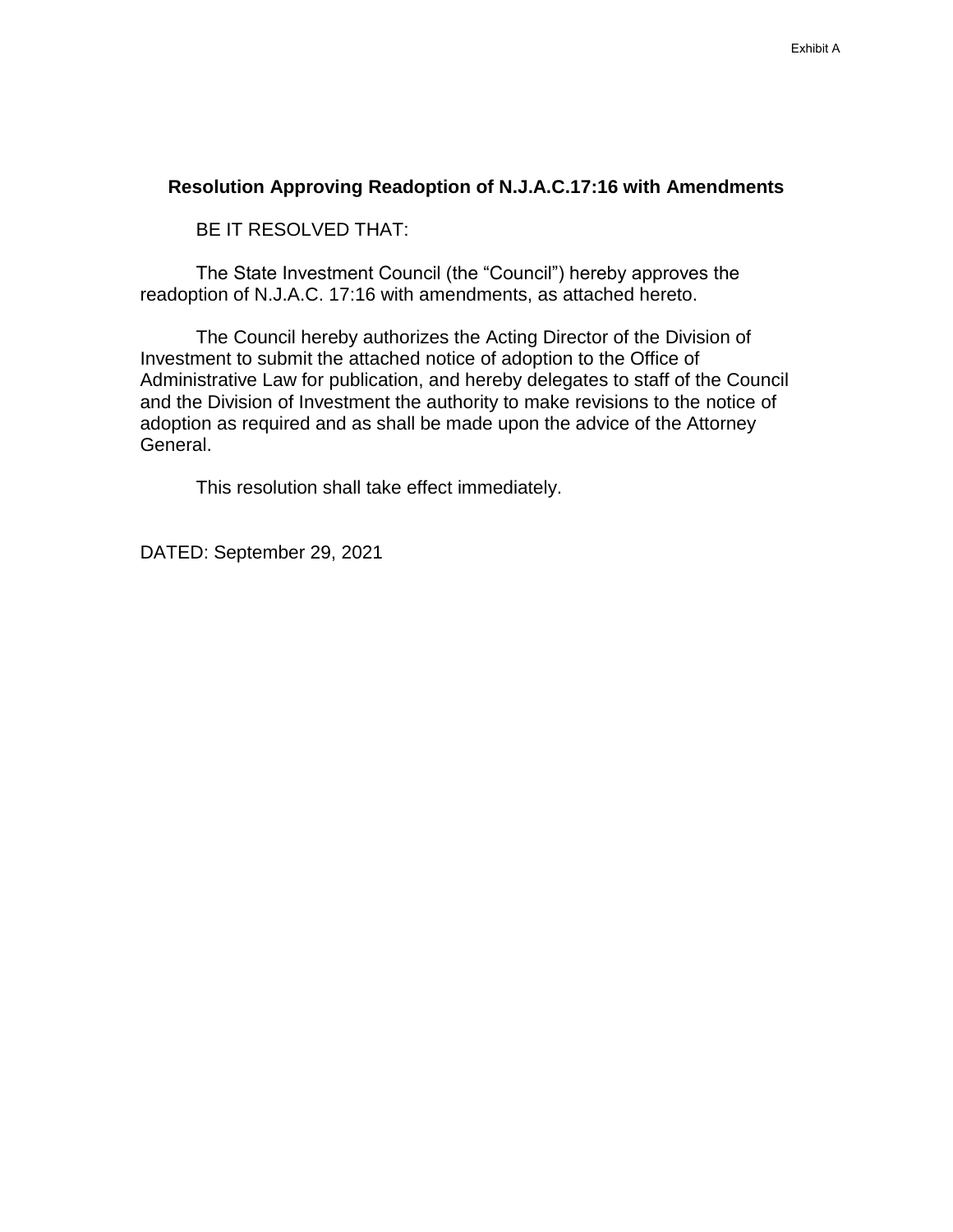Exhibit A

### Resolution Approving Readoption of N.J.A.C.17:16 with Amendments

BE IT RESOLVED THAT:

The State Investment Council (the "Council") hereby approves the readoption of N.J.A.C. 17:16 with amendments, as attached hereto.

The Council hereby authorizes the Acting Director of the Division of Investment to submit the attached notice of adoption to the Office of Administrative Law for publication, and hereby delegates to staff of the Council and the Division of Investment the authority to make revisions to the notice of adoption as required and as shall be made upon the advice of the Attorney General.

This resolution shall take effect immediately.

DATED: September 29, 2021